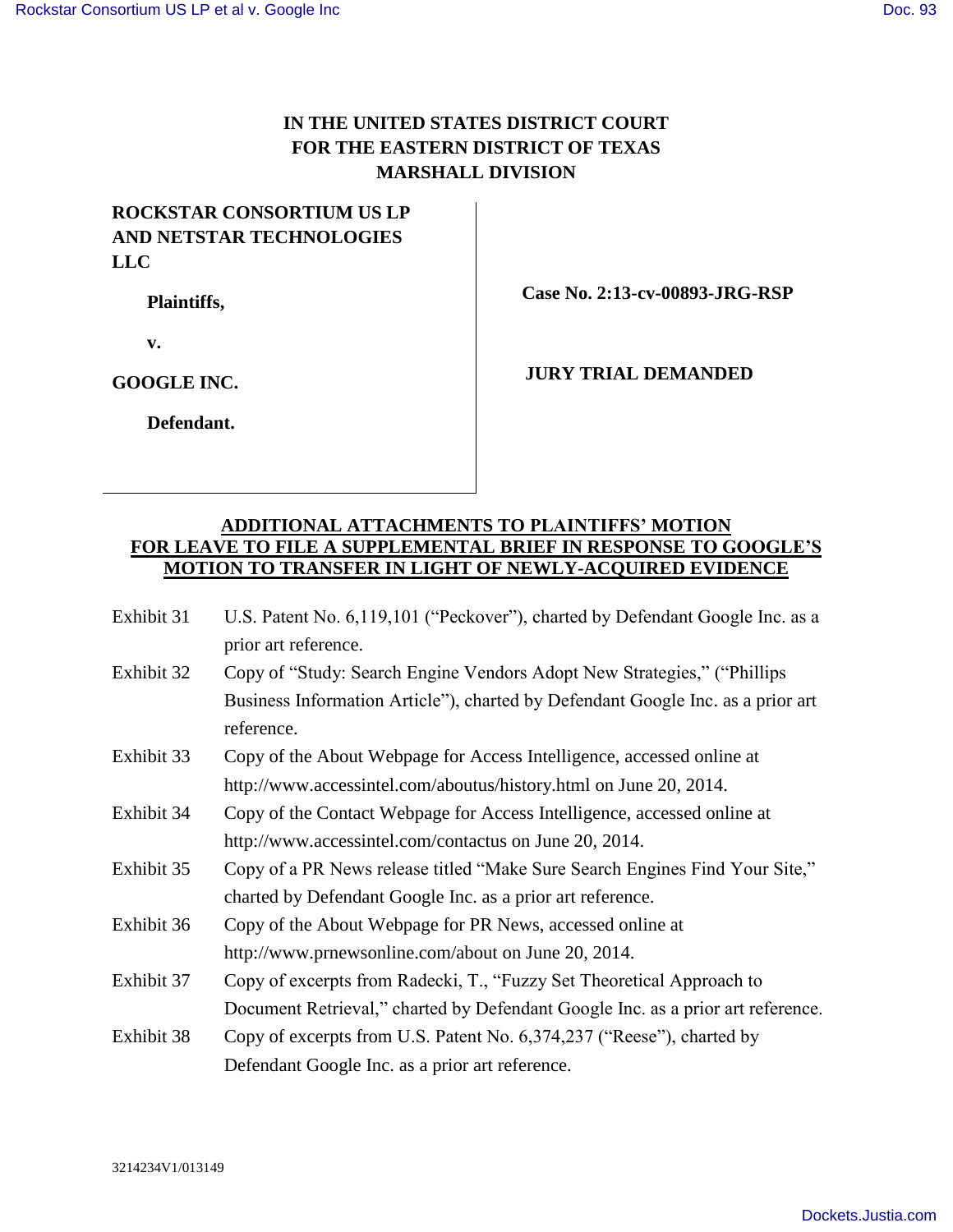**IN THE UNITED STATES DISTRICT COURT**
**FOR THE EASTERN DISTRICT OF TEXAS**
**MARSHALL DIVISION**

| | |
|---|---|
| **ROCKSTAR CONSORTIUM US LP AND NETSTAR TECHNOLOGIES LLC**<br><br>**Plaintiffs,**<br><br>**v.**<br><br>**GOOGLE INC.**<br><br>**Defendant.** | **Case No. 2:13-cv-00893-JRG-RSP**<br><br>**JURY TRIAL DEMANDED** |

**ADDITIONAL ATTACHMENTS TO PLAINTIFFS' MOTION FOR LEAVE TO FILE A SUPPLEMENTAL BRIEF IN RESPONSE TO GOOGLE'S MOTION TO TRANSFER IN LIGHT OF NEWLY-ACQUIRED EVIDENCE**

| | |
|---|---|
| Exhibit 31 | U.S. Patent No. 6,119,101 ("Peckover"), charted by Defendant Google Inc. as a prior art reference. |
| Exhibit 32 | Copy of "Study: Search Engine Vendors Adopt New Strategies," ("Phillips Business Information Article"), charted by Defendant Google Inc. as a prior art reference. |
| Exhibit 33 | Copy of the About Webpage for Access Intelligence, accessed online at http://www.accessintel.com/aboutus/history.html on June 20, 2014. |
| Exhibit 34 | Copy of the Contact Webpage for Access Intelligence, accessed online at http://www.accessintel.com/contactus on June 20, 2014. |
| Exhibit 35 | Copy of a PR News release titled "Make Sure Search Engines Find Your Site," charted by Defendant Google Inc. as a prior art reference. |
| Exhibit 36 | Copy of the About Webpage for PR News, accessed online at http://www.prnewsonline.com/about on June 20, 2014. |
| Exhibit 37 | Copy of excerpts from Radecki, T., "Fuzzy Set Theoretical Approach to Document Retrieval," charted by Defendant Google Inc. as a prior art reference. |
| Exhibit 38 | Copy of excerpts from U.S. Patent No. 6,374,237 ("Reese"), charted by Defendant Google Inc. as a prior art reference. |

3214234V1/013149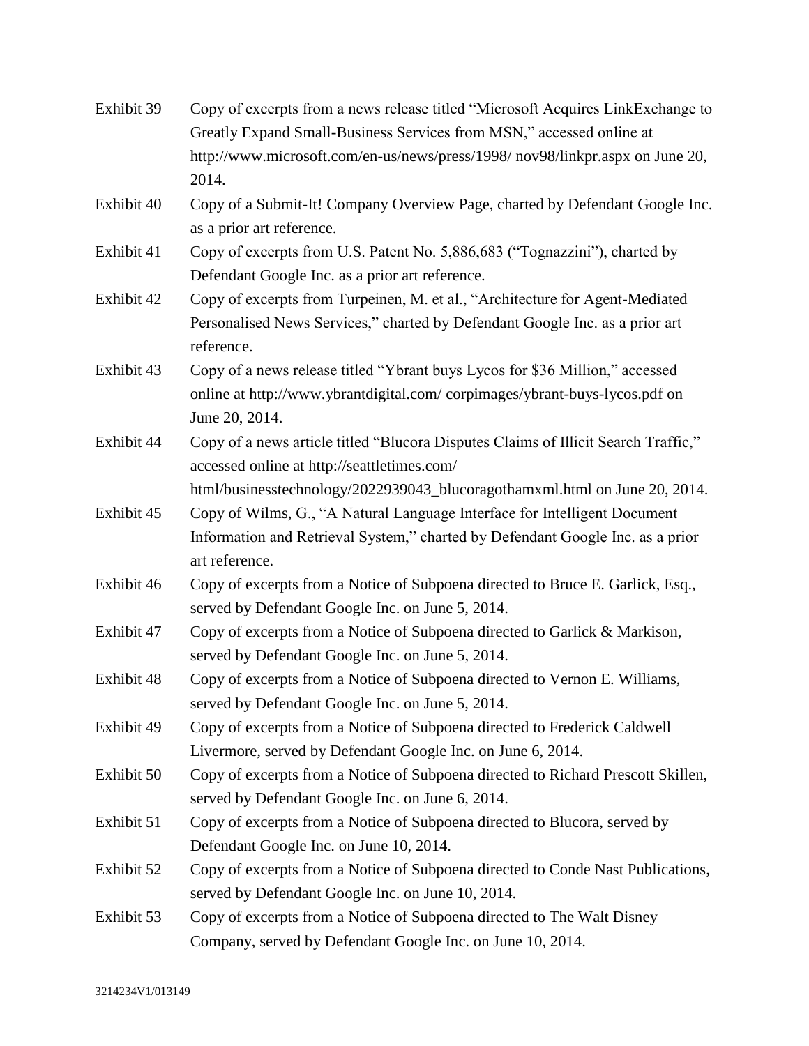| | |
|---|---|
| Exhibit 39 | Copy of excerpts from a news release titled "Microsoft Acquires LinkExchange to Greatly Expand Small-Business Services from MSN," accessed online at http://www.microsoft.com/en-us/news/press/1998/ nov98/linkpr.aspx on June 20, 2014. |
| Exhibit 40 | Copy of a Submit-It! Company Overview Page, charted by Defendant Google Inc. as a prior art reference. |
| Exhibit 41 | Copy of excerpts from U.S. Patent No. 5,886,683 ("Tognazzini"), charted by Defendant Google Inc. as a prior art reference. |
| Exhibit 42 | Copy of excerpts from Turpeinen, M. et al., "Architecture for Agent-Mediated Personalised News Services," charted by Defendant Google Inc. as a prior art reference. |
| Exhibit 43 | Copy of a news release titled "Ybrant buys Lycos for $36 Million," accessed online at http://www.ybrantdigital.com/ corpimages/ybrant-buys-lycos.pdf on June 20, 2014. |
| Exhibit 44 | Copy of a news article titled "Blucora Disputes Claims of Illicit Search Traffic," accessed online at http://seattletimes.com/ html/businesstechnology/2022939043_blucoragothamxml.html on June 20, 2014. |
| Exhibit 45 | Copy of Wilms, G., "A Natural Language Interface for Intelligent Document Information and Retrieval System," charted by Defendant Google Inc. as a prior art reference. |
| Exhibit 46 | Copy of excerpts from a Notice of Subpoena directed to Bruce E. Garlick, Esq., served by Defendant Google Inc. on June 5, 2014. |
| Exhibit 47 | Copy of excerpts from a Notice of Subpoena directed to Garlick & Markison, served by Defendant Google Inc. on June 5, 2014. |
| Exhibit 48 | Copy of excerpts from a Notice of Subpoena directed to Vernon E. Williams, served by Defendant Google Inc. on June 5, 2014. |
| Exhibit 49 | Copy of excerpts from a Notice of Subpoena directed to Frederick Caldwell Livermore, served by Defendant Google Inc. on June 6, 2014. |
| Exhibit 50 | Copy of excerpts from a Notice of Subpoena directed to Richard Prescott Skillen, served by Defendant Google Inc. on June 6, 2014. |
| Exhibit 51 | Copy of excerpts from a Notice of Subpoena directed to Blucora, served by Defendant Google Inc. on June 10, 2014. |
| Exhibit 52 | Copy of excerpts from a Notice of Subpoena directed to Conde Nast Publications, served by Defendant Google Inc. on June 10, 2014. |
| Exhibit 53 | Copy of excerpts from a Notice of Subpoena directed to The Walt Disney Company, served by Defendant Google Inc. on June 10, 2014. |

3214234V1/013149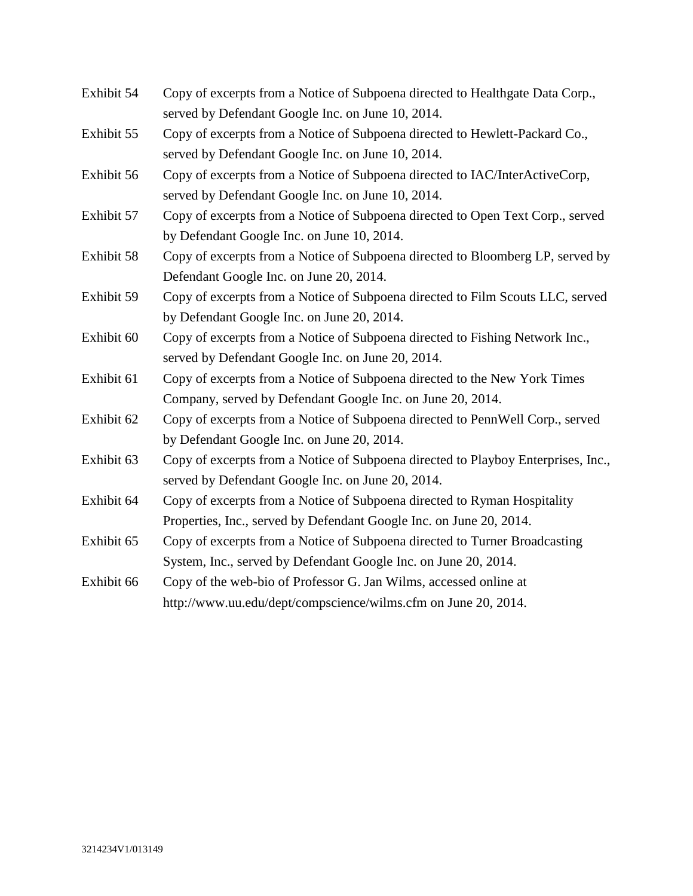| | |
|---|---|
| Exhibit 54 | Copy of excerpts from a Notice of Subpoena directed to Healthgate Data Corp., served by Defendant Google Inc. on June 10, 2014. |
| Exhibit 55 | Copy of excerpts from a Notice of Subpoena directed to Hewlett-Packard Co., served by Defendant Google Inc. on June 10, 2014. |
| Exhibit 56 | Copy of excerpts from a Notice of Subpoena directed to IAC/InterActiveCorp, served by Defendant Google Inc. on June 10, 2014. |
| Exhibit 57 | Copy of excerpts from a Notice of Subpoena directed to Open Text Corp., served by Defendant Google Inc. on June 10, 2014. |
| Exhibit 58 | Copy of excerpts from a Notice of Subpoena directed to Bloomberg LP, served by Defendant Google Inc. on June 20, 2014. |
| Exhibit 59 | Copy of excerpts from a Notice of Subpoena directed to Film Scouts LLC, served by Defendant Google Inc. on June 20, 2014. |
| Exhibit 60 | Copy of excerpts from a Notice of Subpoena directed to Fishing Network Inc., served by Defendant Google Inc. on June 20, 2014. |
| Exhibit 61 | Copy of excerpts from a Notice of Subpoena directed to the New York Times Company, served by Defendant Google Inc. on June 20, 2014. |
| Exhibit 62 | Copy of excerpts from a Notice of Subpoena directed to PennWell Corp., served by Defendant Google Inc. on June 20, 2014. |
| Exhibit 63 | Copy of excerpts from a Notice of Subpoena directed to Playboy Enterprises, Inc., served by Defendant Google Inc. on June 20, 2014. |
| Exhibit 64 | Copy of excerpts from a Notice of Subpoena directed to Ryman Hospitality Properties, Inc., served by Defendant Google Inc. on June 20, 2014. |
| Exhibit 65 | Copy of excerpts from a Notice of Subpoena directed to Turner Broadcasting System, Inc., served by Defendant Google Inc. on June 20, 2014. |
| Exhibit 66 | Copy of the web-bio of Professor G. Jan Wilms, accessed online at http://www.uu.edu/dept/compscience/wilms.cfm on June 20, 2014. |

3214234V1/013149